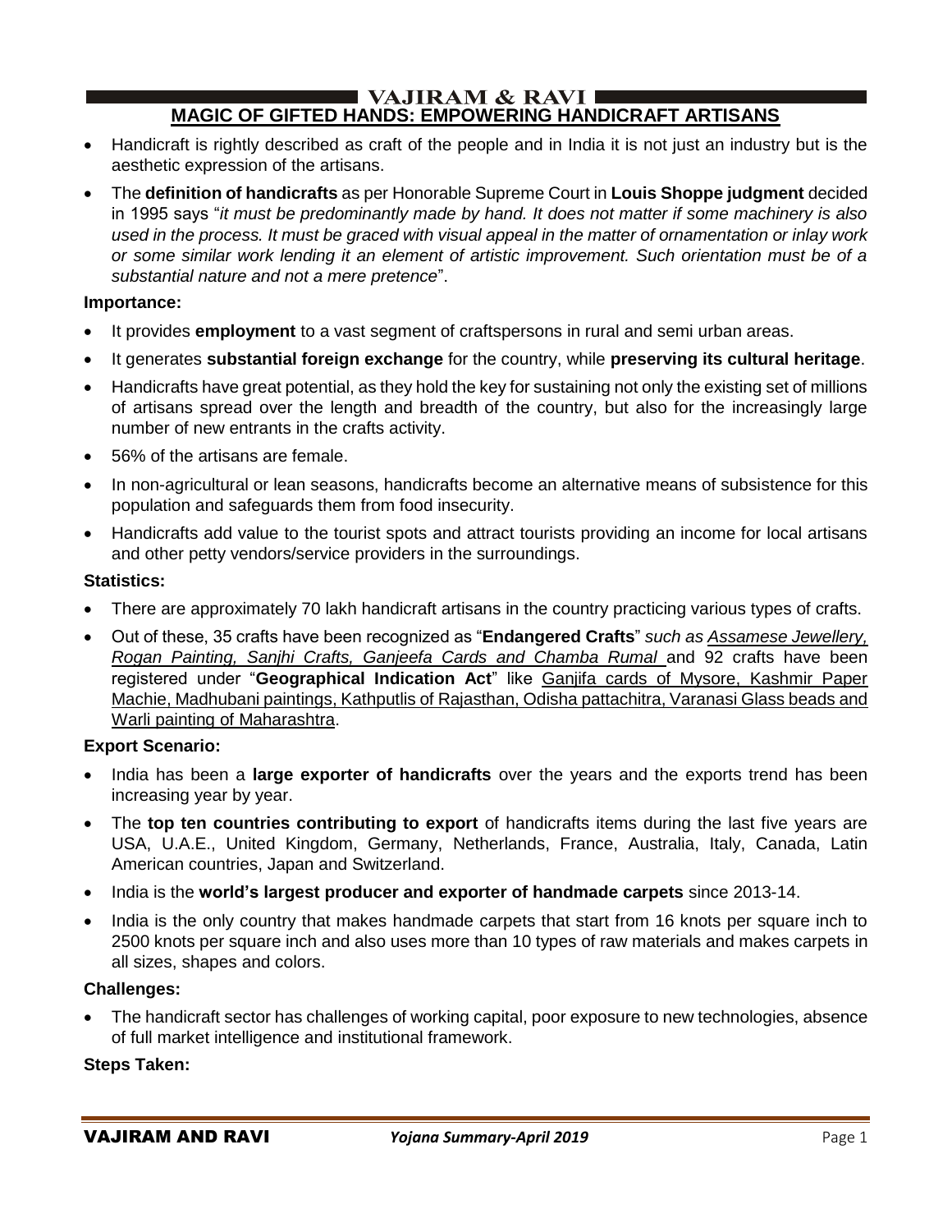## MAGIC OF GIFTED HANDS: EMPOWERING HANDICRAFT ARTISANS

- Handicraft is rightly described as craft of the people and in India it is not just an industry but is the aesthetic expression of the artisans.
- The **definition of handicrafts** as per Honorable Supreme Court in **Louis Shoppe judgment** decided in 1995 says "*it must be predominantly made by hand. It does not matter if some machinery is also used in the process. It must be graced with visual appeal in the matter of ornamentation or inlay work or some similar work lending it an element of artistic improvement. Such orientation must be of a substantial nature and not a mere pretence*".

**Importance:**

- It provides **employment** to a vast segment of craftspersons in rural and semi urban areas.
- It generates **substantial foreign exchange** for the country, while **preserving its cultural heritage**.
- Handicrafts have great potential, as they hold the key for sustaining not only the existing set of millions of artisans spread over the length and breadth of the country, but also for the increasingly large number of new entrants in the crafts activity.
- 56% of the artisans are female.
- In non-agricultural or lean seasons, handicrafts become an alternative means of subsistence for this population and safeguards them from food insecurity.
- Handicrafts add value to the tourist spots and attract tourists providing an income for local artisans and other petty vendors/service providers in the surroundings.

**Statistics:**

- There are approximately 70 lakh handicraft artisans in the country practicing various types of crafts.
- Out of these, 35 crafts have been recognized as "**Endangered Crafts**" *such as Assamese Jewellery, Rogan Painting, Sanjhi Crafts, Ganjeefa Cards and Chamba Rumal* and 92 crafts have been registered under "**Geographical Indication Act**" like Ganjifa cards of Mysore, Kashmir Paper Machie, Madhubani paintings, Kathputlis of Rajasthan, Odisha pattachitra, Varanasi Glass beads and Warli painting of Maharashtra.

**Export Scenario:**

- India has been a **large exporter of handicrafts** over the years and the exports trend has been increasing year by year.
- The **top ten countries contributing to export** of handicrafts items during the last five years are USA, U.A.E., United Kingdom, Germany, Netherlands, France, Australia, Italy, Canada, Latin American countries, Japan and Switzerland.
- India is the **world's largest producer and exporter of handmade carpets** since 2013-14.
- India is the only country that makes handmade carpets that start from 16 knots per square inch to 2500 knots per square inch and also uses more than 10 types of raw materials and makes carpets in all sizes, shapes and colors.

**Challenges:**

- The handicraft sector has challenges of working capital, poor exposure to new technologies, absence of full market intelligence and institutional framework.

**Steps Taken:**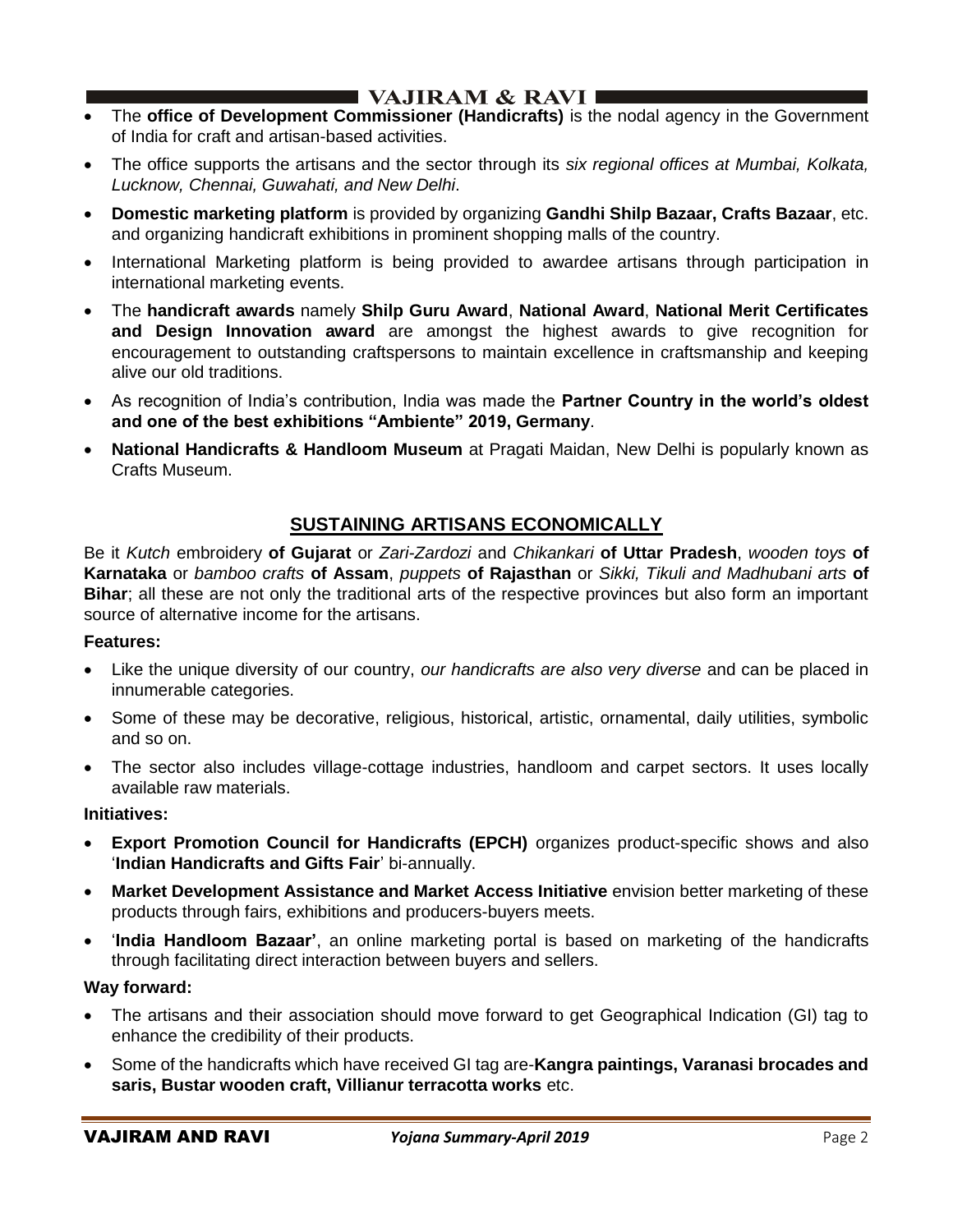- The **office of Development Commissioner (Handicrafts)** is the nodal agency in the Government of India for craft and artisan-based activities.
- The office supports the artisans and the sector through its *six regional offices at Mumbai, Kolkata, Lucknow, Chennai, Guwahati, and New Delhi*.
- **Domestic marketing platform** is provided by organizing **Gandhi Shilp Bazaar, Crafts Bazaar**, etc. and organizing handicraft exhibitions in prominent shopping malls of the country.
- International Marketing platform is being provided to awardee artisans through participation in international marketing events.
- The **handicraft awards** namely **Shilp Guru Award**, **National Award**, **National Merit Certificates and Design Innovation award** are amongst the highest awards to give recognition for encouragement to outstanding craftspersons to maintain excellence in craftsmanship and keeping alive our old traditions.
- As recognition of India's contribution, India was made the **Partner Country in the world's oldest and one of the best exhibitions "Ambiente" 2019, Germany**.
- **National Handicrafts & Handloom Museum** at Pragati Maidan, New Delhi is popularly known as Crafts Museum.

## SUSTAINING ARTISANS ECONOMICALLY

Be it *Kutch* embroidery **of Gujarat** or *Zari-Zardozi* and *Chikankari* **of Uttar Pradesh**, *wooden toys* **of Karnataka** or *bamboo crafts* **of Assam**, *puppets* **of Rajasthan** or *Sikki, Tikuli and Madhubani arts* **of Bihar**; all these are not only the traditional arts of the respective provinces but also form an important source of alternative income for the artisans.

**Features:**

- Like the unique diversity of our country, *our handicrafts are also very diverse* and can be placed in innumerable categories.
- Some of these may be decorative, religious, historical, artistic, ornamental, daily utilities, symbolic and so on.
- The sector also includes village-cottage industries, handloom and carpet sectors. It uses locally available raw materials.

**Initiatives:**

- **Export Promotion Council for Handicrafts (EPCH)** organizes product-specific shows and also '**Indian Handicrafts and Gifts Fair**' bi-annually.
- **Market Development Assistance and Market Access Initiative** envision better marketing of these products through fairs, exhibitions and producers-buyers meets.
- '**India Handloom Bazaar'**, an online marketing portal is based on marketing of the handicrafts through facilitating direct interaction between buyers and sellers.

**Way forward:**

- The artisans and their association should move forward to get Geographical Indication (GI) tag to enhance the credibility of their products.
- Some of the handicrafts which have received GI tag are-**Kangra paintings, Varanasi brocades and saris, Bustar wooden craft, Villianur terracotta works** etc.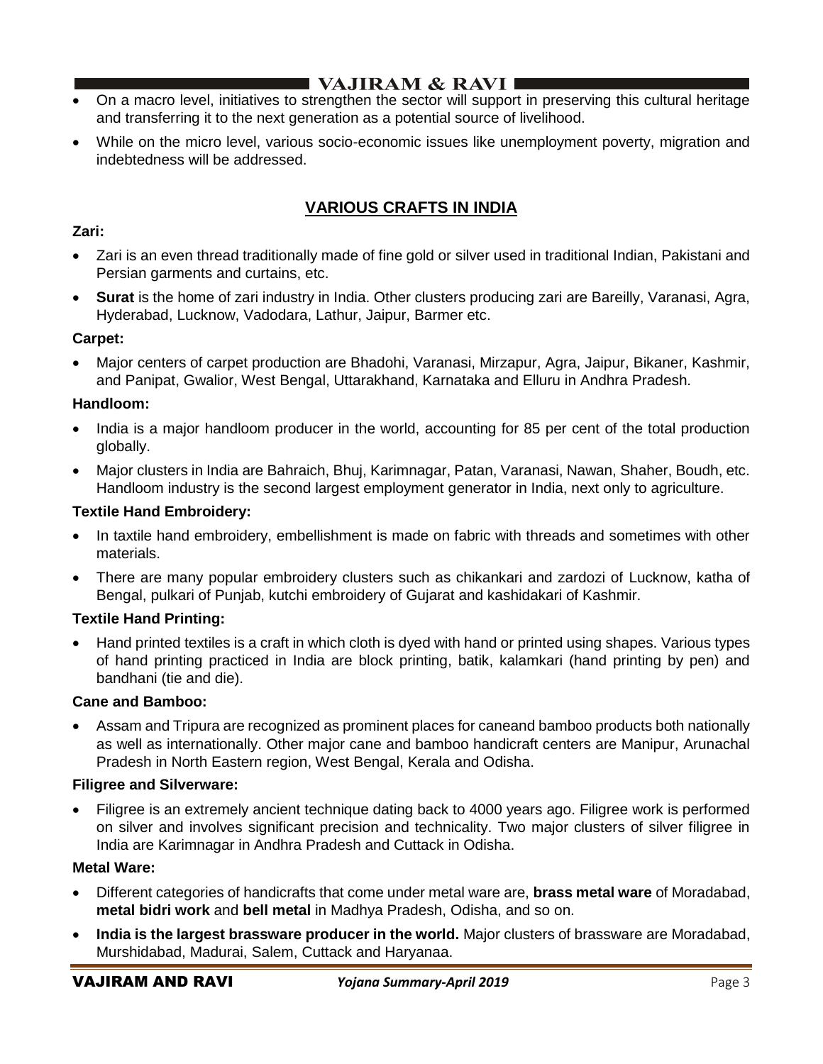- On a macro level, initiatives to strengthen the sector will support in preserving this cultural heritage and transferring it to the next generation as a potential source of livelihood.
- While on the micro level, various socio-economic issues like unemployment poverty, migration and indebtedness will be addressed.

## VARIOUS CRAFTS IN INDIA

### Zari:

- Zari is an even thread traditionally made of fine gold or silver used in traditional Indian, Pakistani and Persian garments and curtains, etc.
- **Surat** is the home of zari industry in India. Other clusters producing zari are Bareilly, Varanasi, Agra, Hyderabad, Lucknow, Vadodara, Lathur, Jaipur, Barmer etc.

### Carpet:

- Major centers of carpet production are Bhadohi, Varanasi, Mirzapur, Agra, Jaipur, Bikaner, Kashmir, and Panipat, Gwalior, West Bengal, Uttarakhand, Karnataka and Elluru in Andhra Pradesh.

### Handloom:

- India is a major handloom producer in the world, accounting for 85 per cent of the total production globally.
- Major clusters in India are Bahraich, Bhuj, Karimnagar, Patan, Varanasi, Nawan, Shaher, Boudh, etc. Handloom industry is the second largest employment generator in India, next only to agriculture.

### Textile Hand Embroidery:

- In taxtile hand embroidery, embellishment is made on fabric with threads and sometimes with other materials.
- There are many popular embroidery clusters such as chikankari and zardozi of Lucknow, katha of Bengal, pulkari of Punjab, kutchi embroidery of Gujarat and kashidakari of Kashmir.

### Textile Hand Printing:

- Hand printed textiles is a craft in which cloth is dyed with hand or printed using shapes. Various types of hand printing practiced in India are block printing, batik, kalamkari (hand printing by pen) and bandhani (tie and die).

### Cane and Bamboo:

- Assam and Tripura are recognized as prominent places for caneand bamboo products both nationally as well as internationally. Other major cane and bamboo handicraft centers are Manipur, Arunachal Pradesh in North Eastern region, West Bengal, Kerala and Odisha.

### Filigree and Silverware:

- Filigree is an extremely ancient technique dating back to 4000 years ago. Filigree work is performed on silver and involves significant precision and technicality. Two major clusters of silver filigree in India are Karimnagar in Andhra Pradesh and Cuttack in Odisha.

### Metal Ware:

- Different categories of handicrafts that come under metal ware are, **brass metal ware** of Moradabad, **metal bidri work** and **bell metal** in Madhya Pradesh, Odisha, and so on.
- **India is the largest brassware producer in the world.** Major clusters of brassware are Moradabad, Murshidabad, Madurai, Salem, Cuttack and Haryanaa.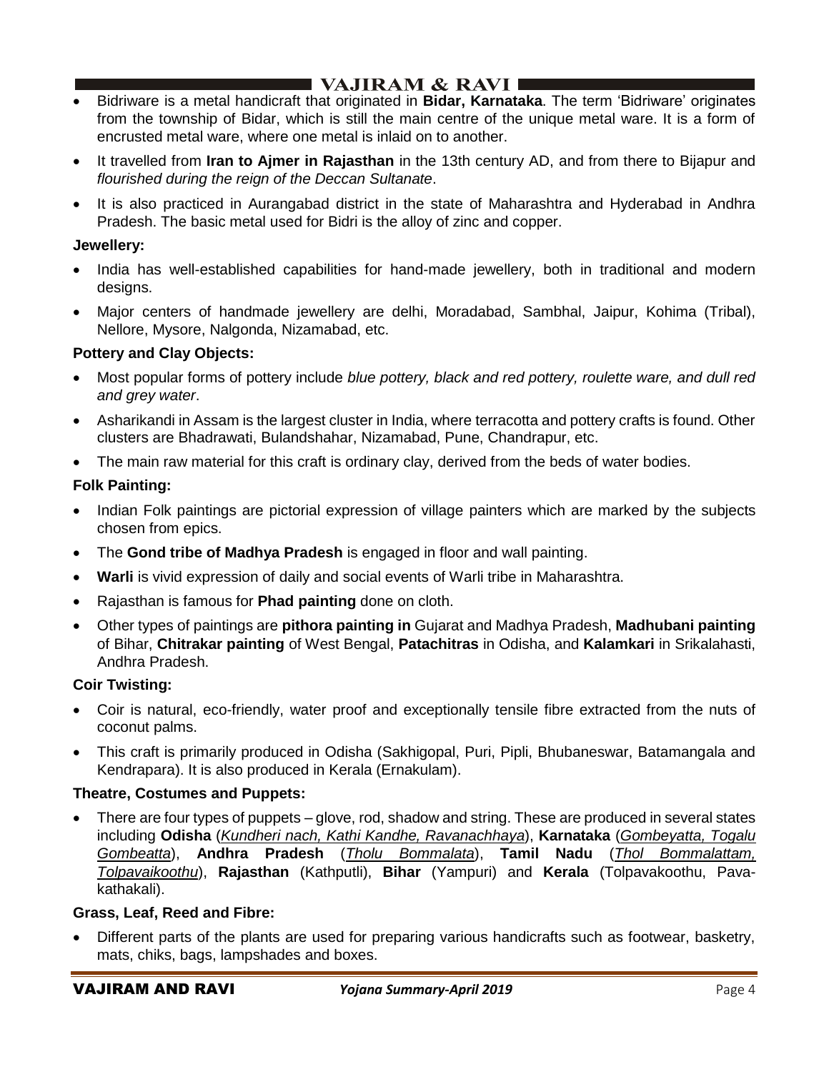- Bidriware is a metal handicraft that originated in **Bidar, Karnataka**. The term 'Bidriware' originates from the township of Bidar, which is still the main centre of the unique metal ware. It is a form of encrusted metal ware, where one metal is inlaid on to another.
- It travelled from **Iran to Ajmer in Rajasthan** in the 13th century AD, and from there to Bijapur and *flourished during the reign of the Deccan Sultanate*.
- It is also practiced in Aurangabad district in the state of Maharashtra and Hyderabad in Andhra Pradesh. The basic metal used for Bidri is the alloy of zinc and copper.

**Jewellery:**

- India has well-established capabilities for hand-made jewellery, both in traditional and modern designs.
- Major centers of handmade jewellery are delhi, Moradabad, Sambhal, Jaipur, Kohima (Tribal), Nellore, Mysore, Nalgonda, Nizamabad, etc.

**Pottery and Clay Objects:**

- Most popular forms of pottery include *blue pottery, black and red pottery, roulette ware, and dull red and grey water*.
- Asharikandi in Assam is the largest cluster in India, where terracotta and pottery crafts is found. Other clusters are Bhadrawati, Bulandshahar, Nizamabad, Pune, Chandrapur, etc.
- The main raw material for this craft is ordinary clay, derived from the beds of water bodies.

**Folk Painting:**

- Indian Folk paintings are pictorial expression of village painters which are marked by the subjects chosen from epics.
- The **Gond tribe of Madhya Pradesh** is engaged in floor and wall painting.
- **Warli** is vivid expression of daily and social events of Warli tribe in Maharashtra.
- Rajasthan is famous for **Phad painting** done on cloth.
- Other types of paintings are **pithora painting in** Gujarat and Madhya Pradesh, **Madhubani painting** of Bihar, **Chitrakar painting** of West Bengal, **Patachitras** in Odisha, and **Kalamkari** in Srikalahasti, Andhra Pradesh.

**Coir Twisting:**

- Coir is natural, eco-friendly, water proof and exceptionally tensile fibre extracted from the nuts of coconut palms.
- This craft is primarily produced in Odisha (Sakhigopal, Puri, Pipli, Bhubaneswar, Batamangala and Kendrapara). It is also produced in Kerala (Ernakulam).

**Theatre, Costumes and Puppets:**

- There are four types of puppets – glove, rod, shadow and string. These are produced in several states including **Odisha** (*Kundheri nach, Kathi Kandhe, Ravanachhaya*), **Karnataka** (*Gombeyatta, Togalu Gombeatta*), **Andhra Pradesh** (*Tholu Bommalata*), **Tamil Nadu** (*Thol Bommalattam, Tolpavaikoothu*), **Rajasthan** (Kathputli), **Bihar** (Yampuri) and **Kerala** (Tolpavakoothu, Pava-kathakali).

**Grass, Leaf, Reed and Fibre:**

- Different parts of the plants are used for preparing various handicrafts such as footwear, basketry, mats, chiks, bags, lampshades and boxes.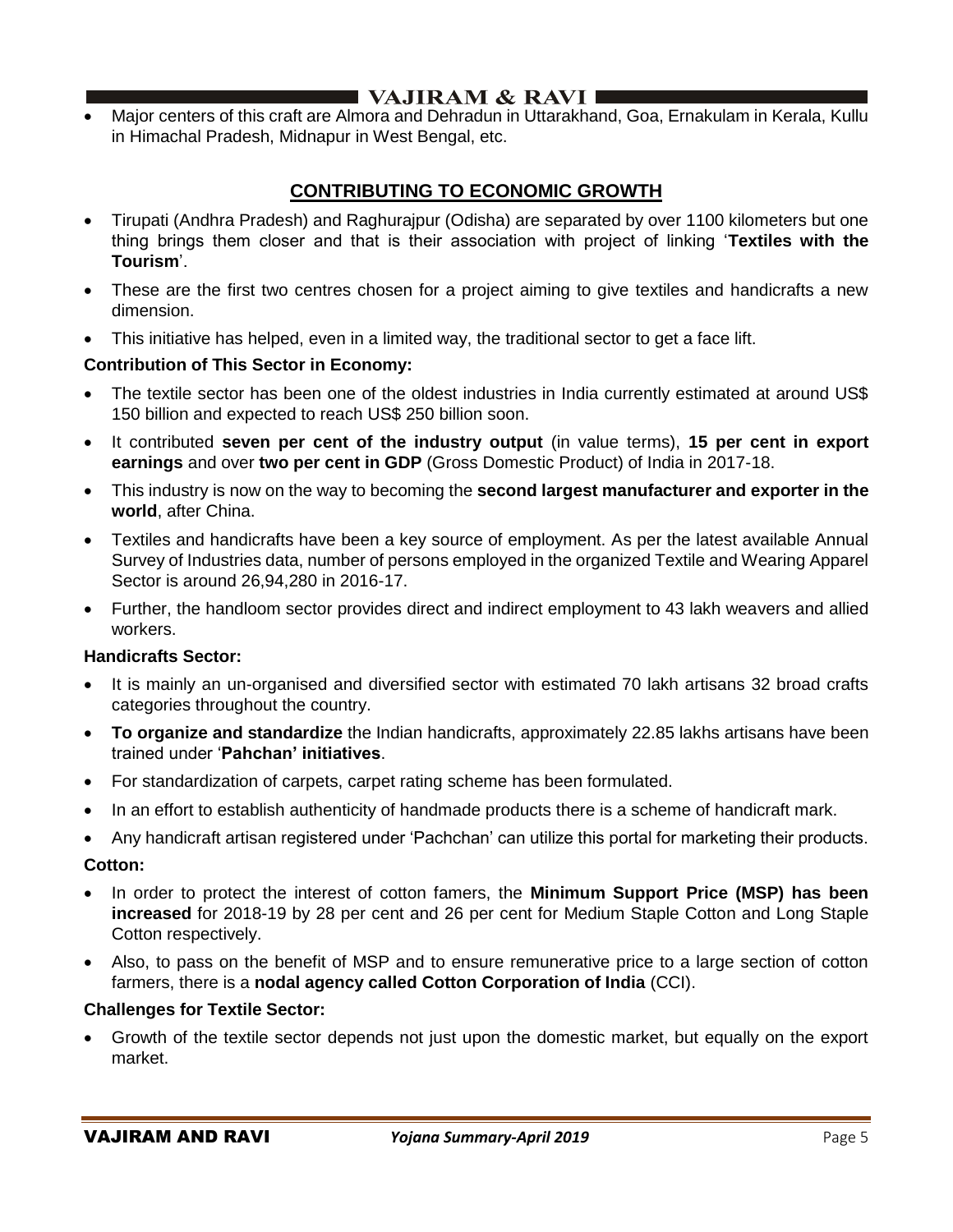- Major centers of this craft are Almora and Dehradun in Uttarakhand, Goa, Ernakulam in Kerala, Kullu in Himachal Pradesh, Midnapur in West Bengal, etc.

## CONTRIBUTING TO ECONOMIC GROWTH

- Tirupati (Andhra Pradesh) and Raghurajpur (Odisha) are separated by over 1100 kilometers but one thing brings them closer and that is their association with project of linking '**Textiles with the Tourism**'.
- These are the first two centres chosen for a project aiming to give textiles and handicrafts a new dimension.
- This initiative has helped, even in a limited way, the traditional sector to get a face lift.

**Contribution of This Sector in Economy:**

- The textile sector has been one of the oldest industries in India currently estimated at around US$ 150 billion and expected to reach US$ 250 billion soon.
- It contributed **seven per cent of the industry output** (in value terms), **15 per cent in export earnings** and over **two per cent in GDP** (Gross Domestic Product) of India in 2017-18.
- This industry is now on the way to becoming the **second largest manufacturer and exporter in the world**, after China.
- Textiles and handicrafts have been a key source of employment. As per the latest available Annual Survey of Industries data, number of persons employed in the organized Textile and Wearing Apparel Sector is around 26,94,280 in 2016-17.
- Further, the handloom sector provides direct and indirect employment to 43 lakh weavers and allied workers.

**Handicrafts Sector:**

- It is mainly an un-organised and diversified sector with estimated 70 lakh artisans 32 broad crafts categories throughout the country.
- **To organize and standardize** the Indian handicrafts, approximately 22.85 lakhs artisans have been trained under '**Pahchan' initiatives**.
- For standardization of carpets, carpet rating scheme has been formulated.
- In an effort to establish authenticity of handmade products there is a scheme of handicraft mark.
- Any handicraft artisan registered under 'Pachchan' can utilize this portal for marketing their products.

**Cotton:**

- In order to protect the interest of cotton famers, the **Minimum Support Price (MSP) has been increased** for 2018-19 by 28 per cent and 26 per cent for Medium Staple Cotton and Long Staple Cotton respectively.
- Also, to pass on the benefit of MSP and to ensure remunerative price to a large section of cotton farmers, there is a **nodal agency called Cotton Corporation of India** (CCI).

**Challenges for Textile Sector:**

- Growth of the textile sector depends not just upon the domestic market, but equally on the export market.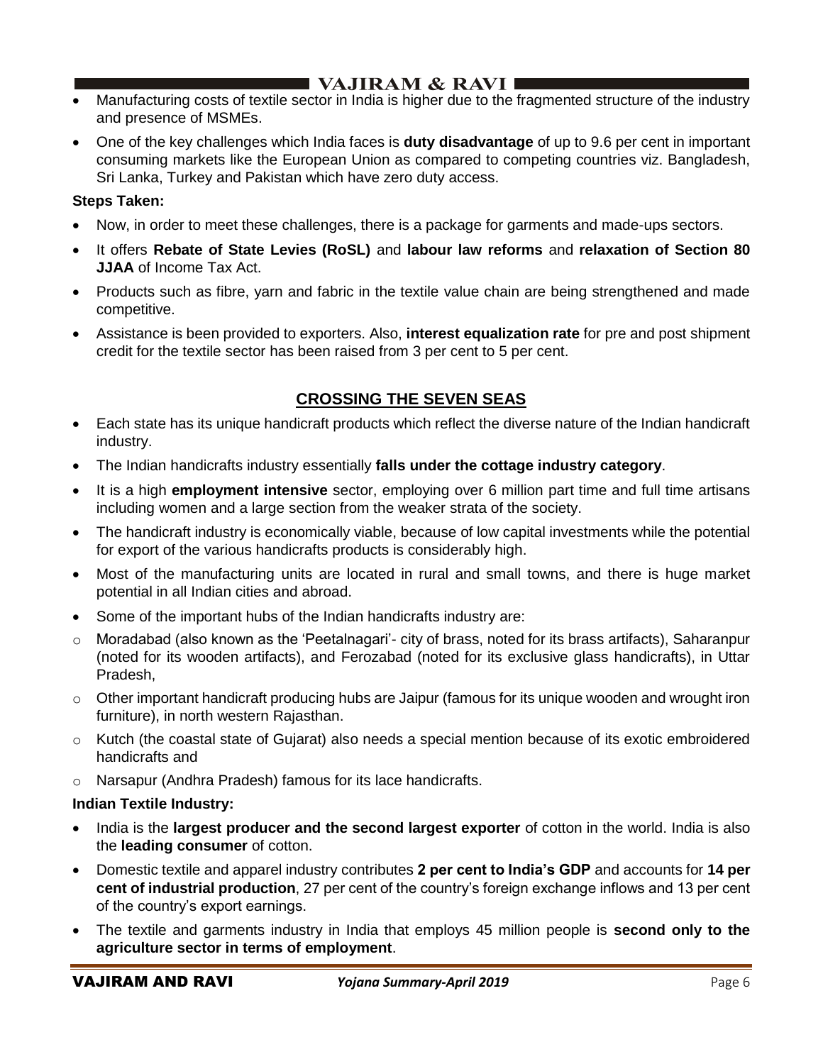- Manufacturing costs of textile sector in India is higher due to the fragmented structure of the industry and presence of MSMEs.
- One of the key challenges which India faces is **duty disadvantage** of up to 9.6 per cent in important consuming markets like the European Union as compared to competing countries viz. Bangladesh, Sri Lanka, Turkey and Pakistan which have zero duty access.

**Steps Taken:**

- Now, in order to meet these challenges, there is a package for garments and made-ups sectors.
- It offers **Rebate of State Levies (RoSL)** and **labour law reforms** and **relaxation of Section 80 JJAA** of Income Tax Act.
- Products such as fibre, yarn and fabric in the textile value chain are being strengthened and made competitive.
- Assistance is been provided to exporters. Also, **interest equalization rate** for pre and post shipment credit for the textile sector has been raised from 3 per cent to 5 per cent.

## CROSSING THE SEVEN SEAS

- Each state has its unique handicraft products which reflect the diverse nature of the Indian handicraft industry.
- The Indian handicrafts industry essentially **falls under the cottage industry category**.
- It is a high **employment intensive** sector, employing over 6 million part time and full time artisans including women and a large section from the weaker strata of the society.
- The handicraft industry is economically viable, because of low capital investments while the potential for export of the various handicrafts products is considerably high.
- Most of the manufacturing units are located in rural and small towns, and there is huge market potential in all Indian cities and abroad.
- Some of the important hubs of the Indian handicrafts industry are:
    - Moradabad (also known as the 'Peetalnagari'- city of brass, noted for its brass artifacts), Saharanpur (noted for its wooden artifacts), and Ferozabad (noted for its exclusive glass handicrafts), in Uttar Pradesh,
    - Other important handicraft producing hubs are Jaipur (famous for its unique wooden and wrought iron furniture), in north western Rajasthan.
    - Kutch (the coastal state of Gujarat) also needs a special mention because of its exotic embroidered handicrafts and
    - Narsapur (Andhra Pradesh) famous for its lace handicrafts.

**Indian Textile Industry:**

- India is the **largest producer and the second largest exporter** of cotton in the world. India is also the **leading consumer** of cotton.
- Domestic textile and apparel industry contributes **2 per cent to India's GDP** and accounts for **14 per cent of industrial production**, 27 per cent of the country's foreign exchange inflows and 13 per cent of the country's export earnings.
- The textile and garments industry in India that employs 45 million people is **second only to the agriculture sector in terms of employment**.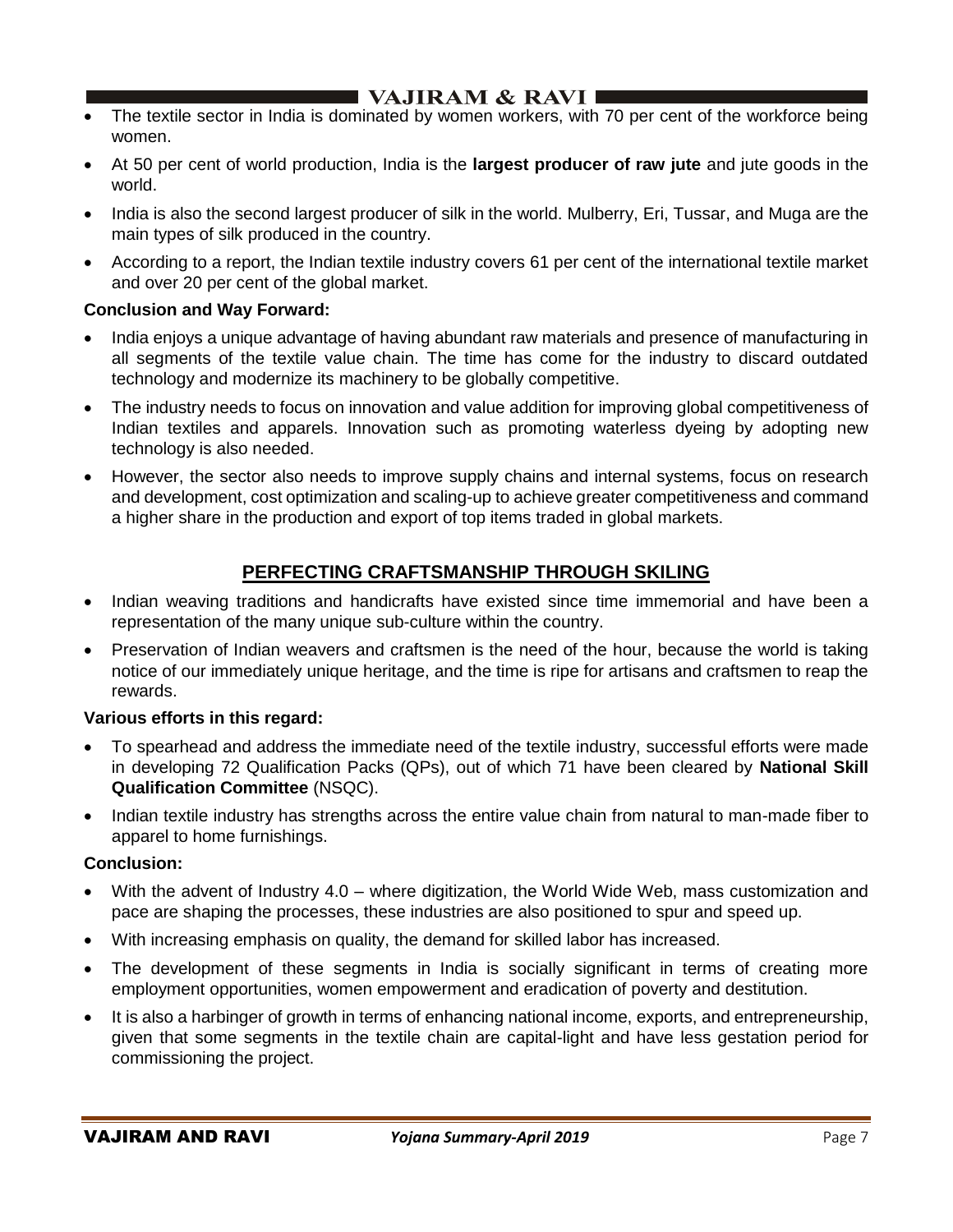- The textile sector in India is dominated by women workers, with 70 per cent of the workforce being women.
- At 50 per cent of world production, India is the **largest producer of raw jute** and jute goods in the world.
- India is also the second largest producer of silk in the world. Mulberry, Eri, Tussar, and Muga are the main types of silk produced in the country.
- According to a report, the Indian textile industry covers 61 per cent of the international textile market and over 20 per cent of the global market.

**Conclusion and Way Forward:**

- India enjoys a unique advantage of having abundant raw materials and presence of manufacturing in all segments of the textile value chain. The time has come for the industry to discard outdated technology and modernize its machinery to be globally competitive.
- The industry needs to focus on innovation and value addition for improving global competitiveness of Indian textiles and apparels. Innovation such as promoting waterless dyeing by adopting new technology is also needed.
- However, the sector also needs to improve supply chains and internal systems, focus on research and development, cost optimization and scaling-up to achieve greater competitiveness and command a higher share in the production and export of top items traded in global markets.

## PERFECTING CRAFTSMANSHIP THROUGH SKILING

- Indian weaving traditions and handicrafts have existed since time immemorial and have been a representation of the many unique sub-culture within the country.
- Preservation of Indian weavers and craftsmen is the need of the hour, because the world is taking notice of our immediately unique heritage, and the time is ripe for artisans and craftsmen to reap the rewards.

**Various efforts in this regard:**

- To spearhead and address the immediate need of the textile industry, successful efforts were made in developing 72 Qualification Packs (QPs), out of which 71 have been cleared by **National Skill Qualification Committee** (NSQC).
- Indian textile industry has strengths across the entire value chain from natural to man-made fiber to apparel to home furnishings.

**Conclusion:**

- With the advent of Industry 4.0 – where digitization, the World Wide Web, mass customization and pace are shaping the processes, these industries are also positioned to spur and speed up.
- With increasing emphasis on quality, the demand for skilled labor has increased.
- The development of these segments in India is socially significant in terms of creating more employment opportunities, women empowerment and eradication of poverty and destitution.
- It is also a harbinger of growth in terms of enhancing national income, exports, and entrepreneurship, given that some segments in the textile chain are capital-light and have less gestation period for commissioning the project.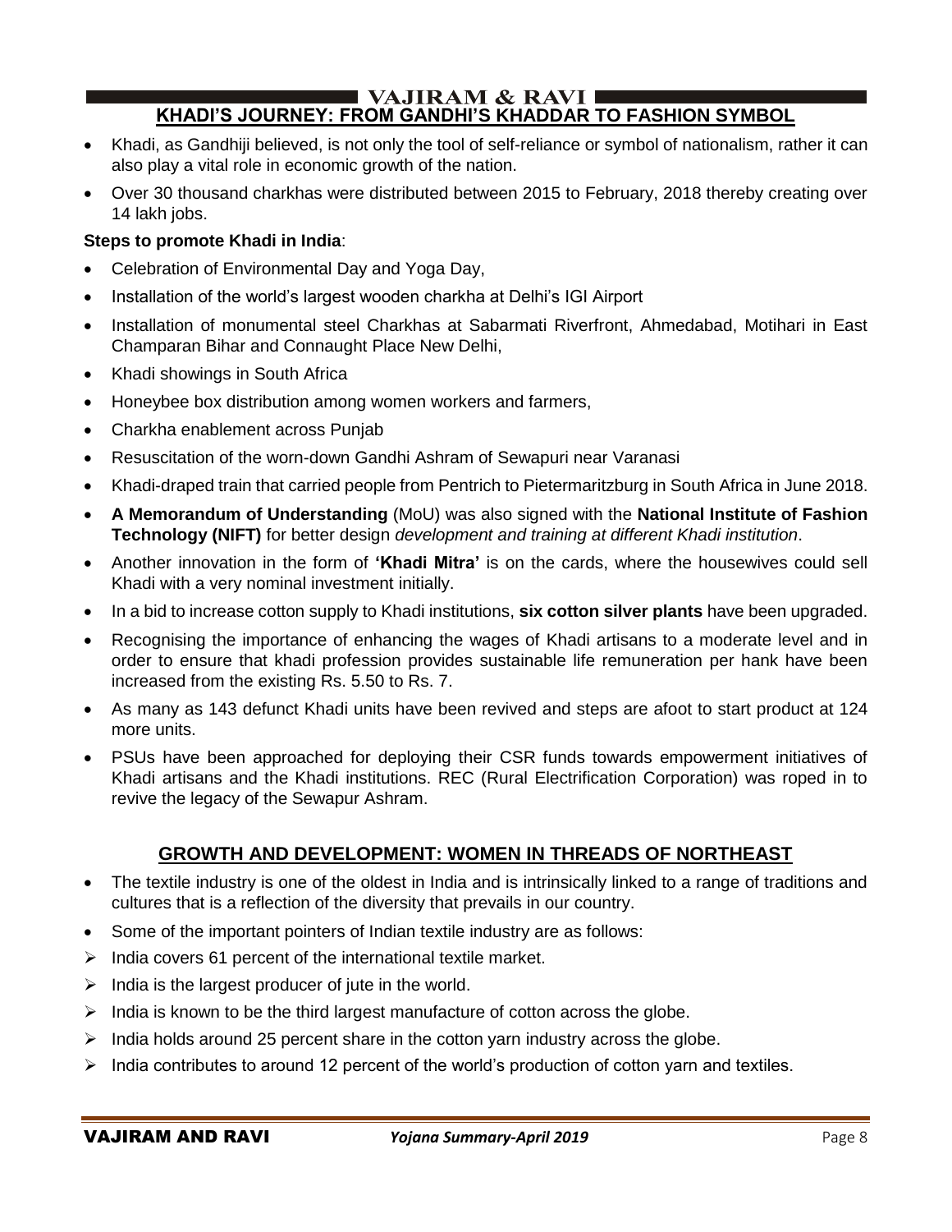## KHADI'S JOURNEY: FROM GANDHI'S KHADDAR TO FASHION SYMBOL

- Khadi, as Gandhiji believed, is not only the tool of self-reliance or symbol of nationalism, rather it can also play a vital role in economic growth of the nation.
- Over 30 thousand charkhas were distributed between 2015 to February, 2018 thereby creating over 14 lakh jobs.

**Steps to promote Khadi in India**:

- Celebration of Environmental Day and Yoga Day,
- Installation of the world's largest wooden charkha at Delhi's IGI Airport
- Installation of monumental steel Charkhas at Sabarmati Riverfront, Ahmedabad, Motihari in East Champaran Bihar and Connaught Place New Delhi,
- Khadi showings in South Africa
- Honeybee box distribution among women workers and farmers,
- Charkha enablement across Punjab
- Resuscitation of the worn-down Gandhi Ashram of Sewapuri near Varanasi
- Khadi-draped train that carried people from Pentrich to Pietermaritzburg in South Africa in June 2018.
- **A Memorandum of Understanding** (MoU) was also signed with the **National Institute of Fashion Technology (NIFT)** for better design *development and training at different Khadi institution*.
- Another innovation in the form of **'Khadi Mitra'** is on the cards, where the housewives could sell Khadi with a very nominal investment initially.
- In a bid to increase cotton supply to Khadi institutions, **six cotton silver plants** have been upgraded.
- Recognising the importance of enhancing the wages of Khadi artisans to a moderate level and in order to ensure that khadi profession provides sustainable life remuneration per hank have been increased from the existing Rs. 5.50 to Rs. 7.
- As many as 143 defunct Khadi units have been revived and steps are afoot to start product at 124 more units.
- PSUs have been approached for deploying their CSR funds towards empowerment initiatives of Khadi artisans and the Khadi institutions. REC (Rural Electrification Corporation) was roped in to revive the legacy of the Sewapur Ashram.

## GROWTH AND DEVELOPMENT: WOMEN IN THREADS OF NORTHEAST

- The textile industry is one of the oldest in India and is intrinsically linked to a range of traditions and cultures that is a reflection of the diversity that prevails in our country.
- Some of the important pointers of Indian textile industry are as follows:
  - India covers 61 percent of the international textile market.
  - India is the largest producer of jute in the world.
  - India is known to be the third largest manufacture of cotton across the globe.
  - India holds around 25 percent share in the cotton yarn industry across the globe.
  - India contributes to around 12 percent of the world's production of cotton yarn and textiles.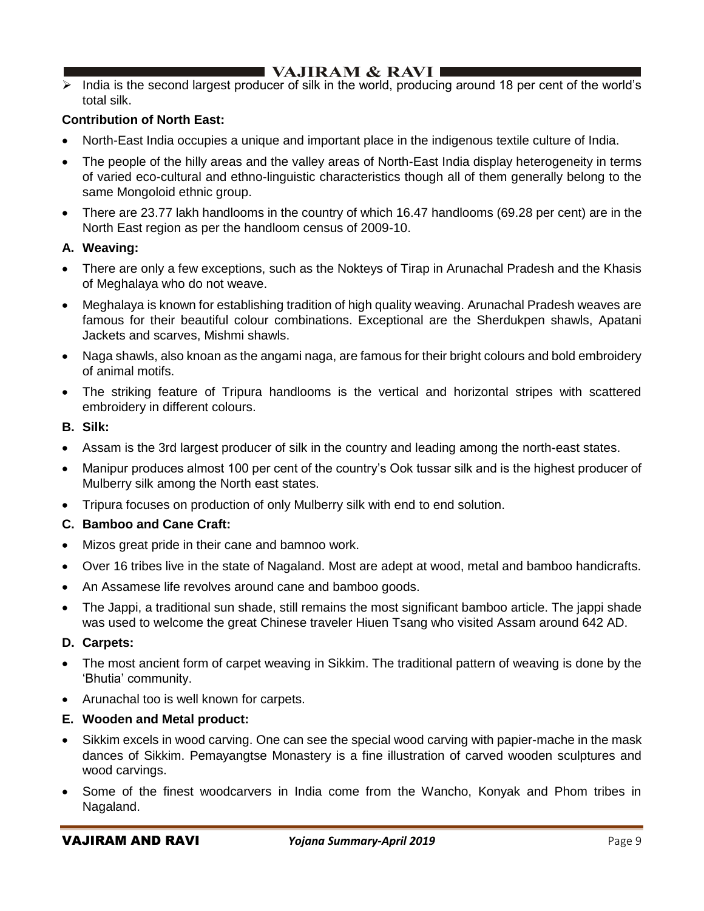- India is the second largest producer of silk in the world, producing around 18 per cent of the world's total silk.

**Contribution of North East:**

- North-East India occupies a unique and important place in the indigenous textile culture of India.
- The people of the hilly areas and the valley areas of North-East India display heterogeneity in terms of varied eco-cultural and ethno-linguistic characteristics though all of them generally belong to the same Mongoloid ethnic group.
- There are 23.77 lakh handlooms in the country of which 16.47 handlooms (69.28 per cent) are in the North East region as per the handloom census of 2009-10.

**A. Weaving:**

- There are only a few exceptions, such as the Nokteys of Tirap in Arunachal Pradesh and the Khasis of Meghalaya who do not weave.
- Meghalaya is known for establishing tradition of high quality weaving. Arunachal Pradesh weaves are famous for their beautiful colour combinations. Exceptional are the Sherdukpen shawls, Apatani Jackets and scarves, Mishmi shawls.
- Naga shawls, also knoan as the angami naga, are famous for their bright colours and bold embroidery of animal motifs.
- The striking feature of Tripura handlooms is the vertical and horizontal stripes with scattered embroidery in different colours.

**B. Silk:**

- Assam is the 3rd largest producer of silk in the country and leading among the north-east states.
- Manipur produces almost 100 per cent of the country's Ook tussar silk and is the highest producer of Mulberry silk among the North east states.
- Tripura focuses on production of only Mulberry silk with end to end solution.

**C. Bamboo and Cane Craft:**

- Mizos great pride in their cane and bamnoo work.
- Over 16 tribes live in the state of Nagaland. Most are adept at wood, metal and bamboo handicrafts.
- An Assamese life revolves around cane and bamboo goods.
- The Jappi, a traditional sun shade, still remains the most significant bamboo article. The jappi shade was used to welcome the great Chinese traveler Hiuen Tsang who visited Assam around 642 AD.

**D. Carpets:**

- The most ancient form of carpet weaving in Sikkim. The traditional pattern of weaving is done by the 'Bhutia' community.
- Arunachal too is well known for carpets.

**E. Wooden and Metal product:**

- Sikkim excels in wood carving. One can see the special wood carving with papier-mache in the mask dances of Sikkim. Pemayangtse Monastery is a fine illustration of carved wooden sculptures and wood carvings.
- Some of the finest woodcarvers in India come from the Wancho, Konyak and Phom tribes in Nagaland.